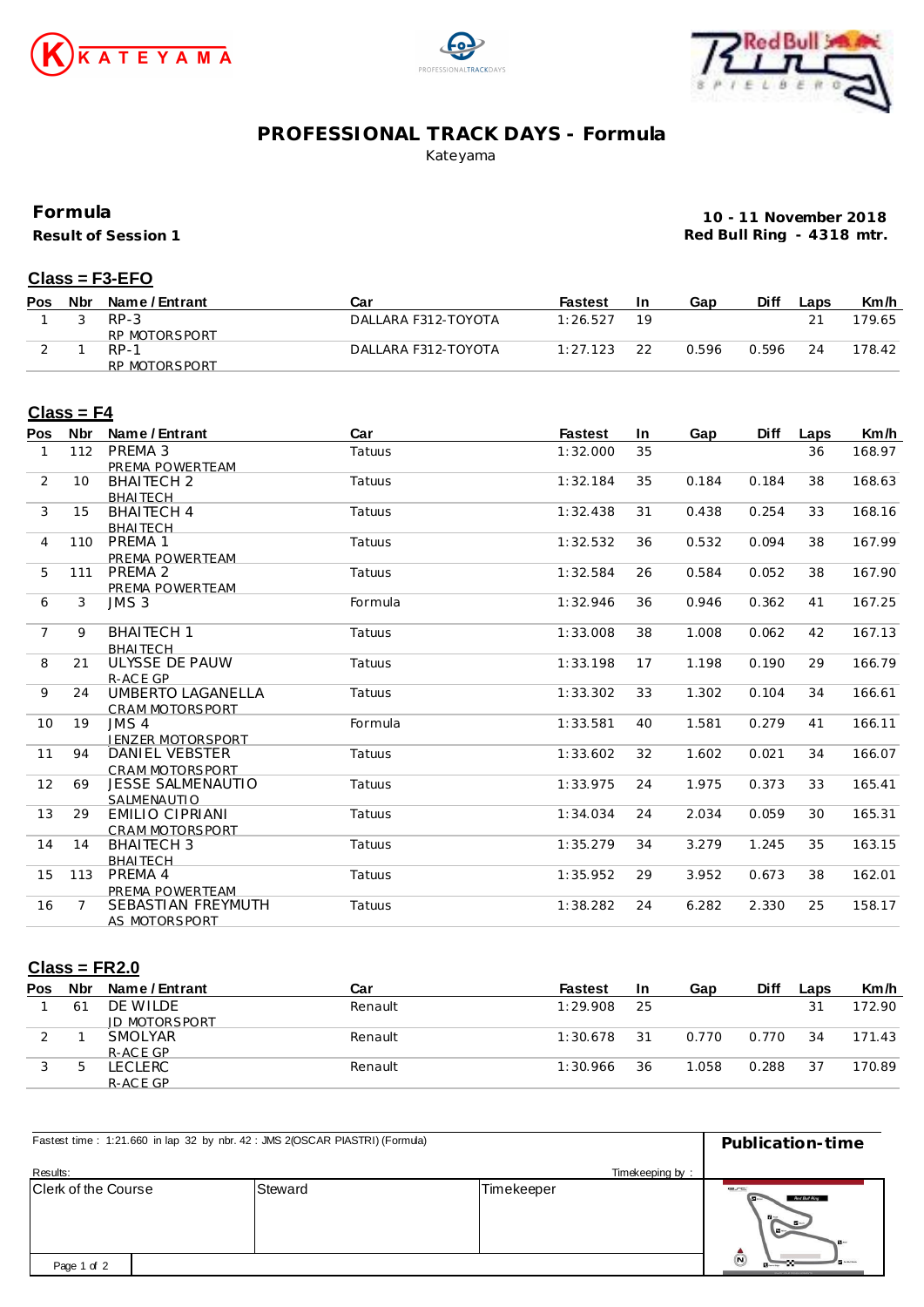# PROFESSIONAL TRACK DAYS - Formula

Kateyama

## Formula

**Result of Session 1**

**10 - 11 November 2018**
**Red Bull Ring - 4318 mtr.**

### Class = F3-EFO

| Pos | Nbr | Name / Entrant | Car | Fastest | In | Gap | Diff | Laps | Km/h |
|---|---|---|---|---|---|---|---|---|---|
| 1 | 3 | RP-3<br>RP MOTORSPORT | DALLARA F312-TOYOTA | 1:26.527 | 19 | | | 21 | 179.65 |
| 2 | 1 | RP-1<br>RP MOTORSPORT | DALLARA F312-TOYOTA | 1:27.123 | 22 | 0.596 | 0.596 | 24 | 178.42 |

### Class = F4

| Pos | Nbr | Name / Entrant | Car | Fastest | In | Gap | Diff | Laps | Km/h |
|---|---|---|---|---|---|---|---|---|---|
| 1 | 112 | PREMA 3<br>PREMA POWERTEAM | Tatuus | 1:32.000 | 35 | | | 36 | 168.97 |
| 2 | 10 | BHAITECH 2<br>BHAITECH | Tatuus | 1:32.184 | 35 | 0.184 | 0.184 | 38 | 168.63 |
| 3 | 15 | BHAITECH 4<br>BHAITECH | Tatuus | 1:32.438 | 31 | 0.438 | 0.254 | 33 | 168.16 |
| 4 | 110 | PREMA 1<br>PREMA POWERTEAM | Tatuus | 1:32.532 | 36 | 0.532 | 0.094 | 38 | 167.99 |
| 5 | 111 | PREMA 2<br>PREMA POWERTEAM | Tatuus | 1:32.584 | 26 | 0.584 | 0.052 | 38 | 167.90 |
| 6 | 3 | JMS 3 | Formula | 1:32.946 | 36 | 0.946 | 0.362 | 41 | 167.25 |
| 7 | 9 | BHAITECH 1<br>BHAITECH | Tatuus | 1:33.008 | 38 | 1.008 | 0.062 | 42 | 167.13 |
| 8 | 21 | ULYSSE DE PAUW<br>R-ACE GP | Tatuus | 1:33.198 | 17 | 1.198 | 0.190 | 29 | 166.79 |
| 9 | 24 | UMBERTO LAGANELLA<br>CRAM MOTORSPORT | Tatuus | 1:33.302 | 33 | 1.302 | 0.104 | 34 | 166.61 |
| 10 | 19 | JMS 4<br>JENZER MOTORSPORT | Formula | 1:33.581 | 40 | 1.581 | 0.279 | 41 | 166.11 |
| 11 | 94 | DANIEL VEBSTER<br>CRAM MOTORSPORT | Tatuus | 1:33.602 | 32 | 1.602 | 0.021 | 34 | 166.07 |
| 12 | 69 | JESSE SALMENAUTIO<br>SALMENAUTIO | Tatuus | 1:33.975 | 24 | 1.975 | 0.373 | 33 | 165.41 |
| 13 | 29 | EMILIO CIPRIANI<br>CRAM MOTORSPORT | Tatuus | 1:34.034 | 24 | 2.034 | 0.059 | 30 | 165.31 |
| 14 | 14 | BHAITECH 3<br>BHAITECH | Tatuus | 1:35.279 | 34 | 3.279 | 1.245 | 35 | 163.15 |
| 15 | 113 | PREMA 4<br>PREMA POWERTEAM | Tatuus | 1:35.952 | 29 | 3.952 | 0.673 | 38 | 162.01 |
| 16 | 7 | SEBASTIAN FREYMUTH<br>AS MOTORSPORT | Tatuus | 1:38.282 | 24 | 6.282 | 2.330 | 25 | 158.17 |

### Class = FR2.0

| Pos | Nbr | Name / Entrant | Car | Fastest | In | Gap | Diff | Laps | Km/h |
|---|---|---|---|---|---|---|---|---|---|
| 1 | 61 | DE WILDE<br>JD MOTORSPORT | Renault | 1:29.908 | 25 | | | 31 | 172.90 |
| 2 | 1 | SMOLYAR<br>R-ACE GP | Renault | 1:30.678 | 31 | 0.770 | 0.770 | 34 | 171.43 |
| 3 | 5 | LECLERC<br>R-ACE GP | Renault | 1:30.966 | 36 | 1.058 | 0.288 | 37 | 170.89 |

Fastest time : 1:21.660 in lap 32 by nbr. 42 : JMS 2(OSCAR PIASTRI) (Formula)

**Publication-time**

Results:

Timekeeping by :

| Clerk of the Course | Steward | Timekeeper |
|---|---|---|
| | | |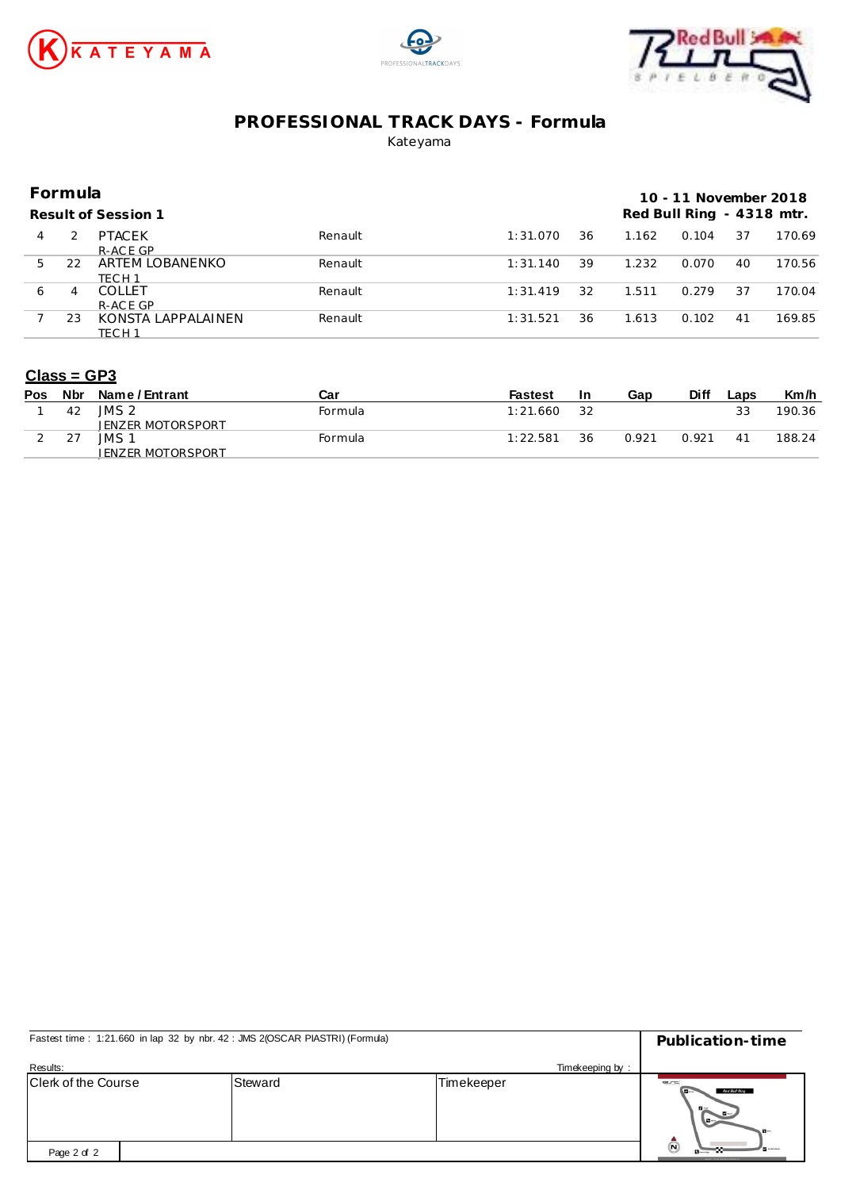# PROFESSIONAL TRACK DAYS - Formula

Kateyama

## Formula

**Result of Session 1**

**10 - 11 November 2018**
**Red Bull Ring - 4318 mtr.**

| Pos | Nbr | Name / Entrant | Car | Fastest | In | Gap | Diff | Laps | Km/h |
|---|---|---|---|---|---|---|---|---|---|
| 4 | 2 | PTACEK<br>R-ACE GP | Renault | 1:31.070 | 36 | 1.162 | 0.104 | 37 | 170.69 |
| 5 | 22 | ARTEM LOBANENKO<br>TECH 1 | Renault | 1:31.140 | 39 | 1.232 | 0.070 | 40 | 170.56 |
| 6 | 4 | COLLET<br>R-ACE GP | Renault | 1:31.419 | 32 | 1.511 | 0.279 | 37 | 170.04 |
| 7 | 23 | KONSTA LAPPALAINEN<br>TECH 1 | Renault | 1:31.521 | 36 | 1.613 | 0.102 | 41 | 169.85 |

### Class = GP3

| Pos | Nbr | Name / Entrant | Car | Fastest | In | Gap | Diff | Laps | Km/h |
|---|---|---|---|---|---|---|---|---|---|
| 1 | 42 | JMS 2<br>JENZER MOTORSPORT | Formula | 1:21.660 | 32 | | | 33 | 190.36 |
| 2 | 27 | JMS 1<br>JENZER MOTORSPORT | Formula | 1:22.581 | 36 | 0.921 | 0.921 | 41 | 188.24 |

Fastest time : 1:21.660 in lap 32 by nbr. 42 : JMS 2(OSCAR PIASTRI) (Formula)

**Publication-time**

Results:

Timekeeping by :

| Clerk of the Course | Steward | Timekeeper |
|---|---|---|
| | | |